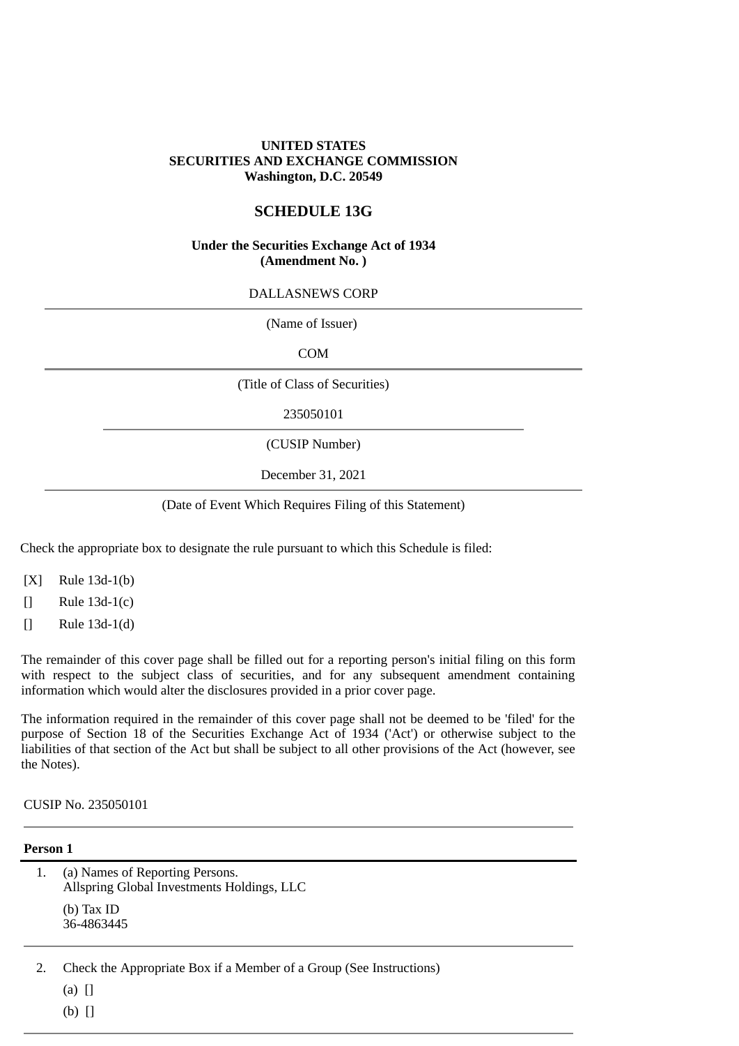**UNITED STATES**
**SECURITIES AND EXCHANGE COMMISSION**
**Washington, D.C. 20549**

# SCHEDULE 13G

**Under the Securities Exchange Act of 1934**
**(Amendment No. )**

DALLASNEWS CORP

(Name of Issuer)

COM

(Title of Class of Securities)

235050101

(CUSIP Number)

December 31, 2021

(Date of Event Which Requires Filing of this Statement)

Check the appropriate box to designate the rule pursuant to which this Schedule is filed:

[X] Rule 13d-1(b)

[] Rule 13d-1(c)

[] Rule 13d-1(d)

The remainder of this cover page shall be filled out for a reporting person's initial filing on this form with respect to the subject class of securities, and for any subsequent amendment containing information which would alter the disclosures provided in a prior cover page.

The information required in the remainder of this cover page shall not be deemed to be 'filed' for the purpose of Section 18 of the Securities Exchange Act of 1934 ('Act') or otherwise subject to the liabilities of that section of the Act but shall be subject to all other provisions of the Act (however, see the Notes).

CUSIP No. 235050101

**Person 1**

1. (a) Names of Reporting Persons.
   Allspring Global Investments Holdings, LLC

   (b) Tax ID
   36-4863445

2. Check the Appropriate Box if a Member of a Group (See Instructions)

   (a) []

   (b) []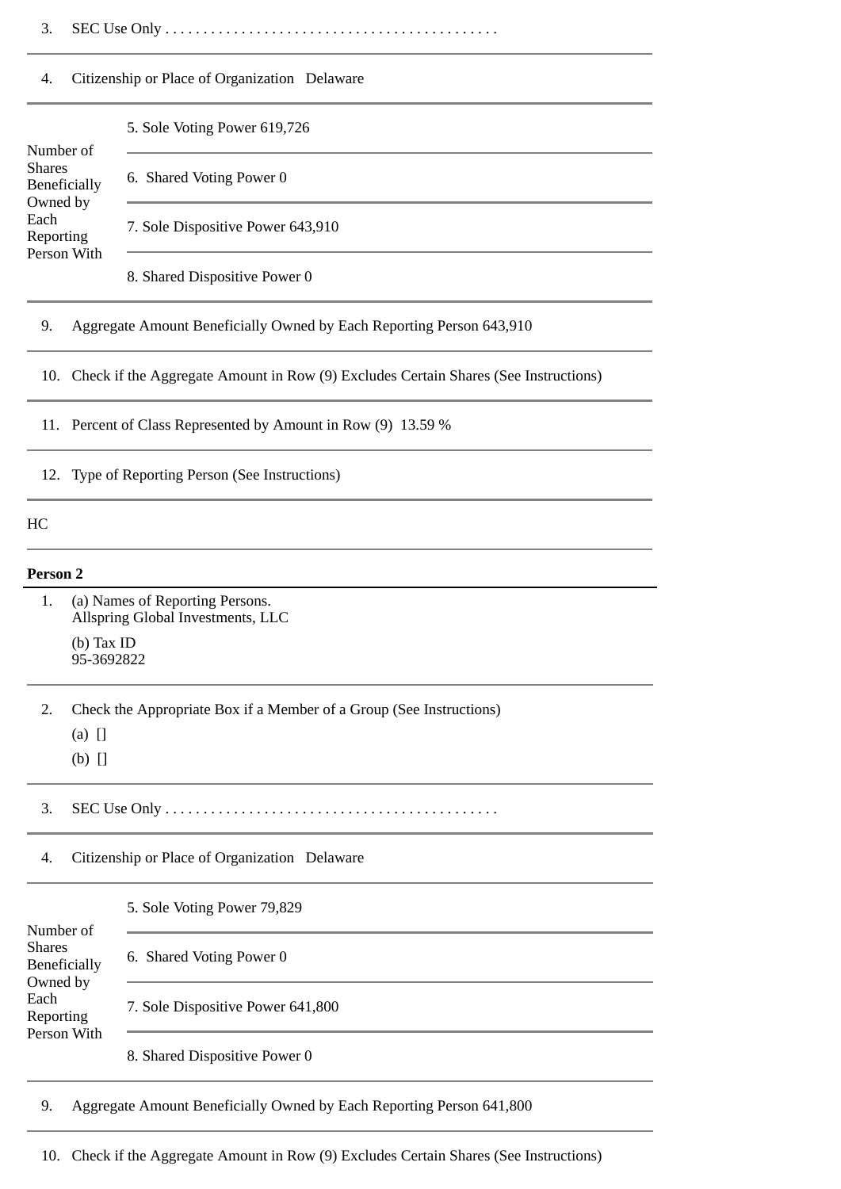3. SEC Use Only . . . . . . . . . . . . . . . . . . . . . . . . . . . . . . . . . . . . . . . . . . .

4. Citizenship or Place of Organization Delaware

| Number of Shares Beneficially Owned by Each Reporting Person With | |
|---|---|
| | 5. Sole Voting Power 619,726 |
| | 6. Shared Voting Power 0 |
| | 7. Sole Dispositive Power 643,910 |
| | 8. Shared Dispositive Power 0 |

9. Aggregate Amount Beneficially Owned by Each Reporting Person 643,910

10. Check if the Aggregate Amount in Row (9) Excludes Certain Shares (See Instructions)

11. Percent of Class Represented by Amount in Row (9) 13.59 %

12. Type of Reporting Person (See Instructions)

HC

**Person 2**

1. (a) Names of Reporting Persons.
   Allspring Global Investments, LLC

   (b) Tax ID
   95-3692822

2. Check the Appropriate Box if a Member of a Group (See Instructions)

   (a) []

   (b) []

3. SEC Use Only . . . . . . . . . . . . . . . . . . . . . . . . . . . . . . . . . . . . . . . . . . .

4. Citizenship or Place of Organization Delaware

| Number of Shares Beneficially Owned by Each Reporting Person With | |
|---|---|
| | 5. Sole Voting Power 79,829 |
| | 6. Shared Voting Power 0 |
| | 7. Sole Dispositive Power 641,800 |
| | 8. Shared Dispositive Power 0 |

9. Aggregate Amount Beneficially Owned by Each Reporting Person 641,800

10. Check if the Aggregate Amount in Row (9) Excludes Certain Shares (See Instructions)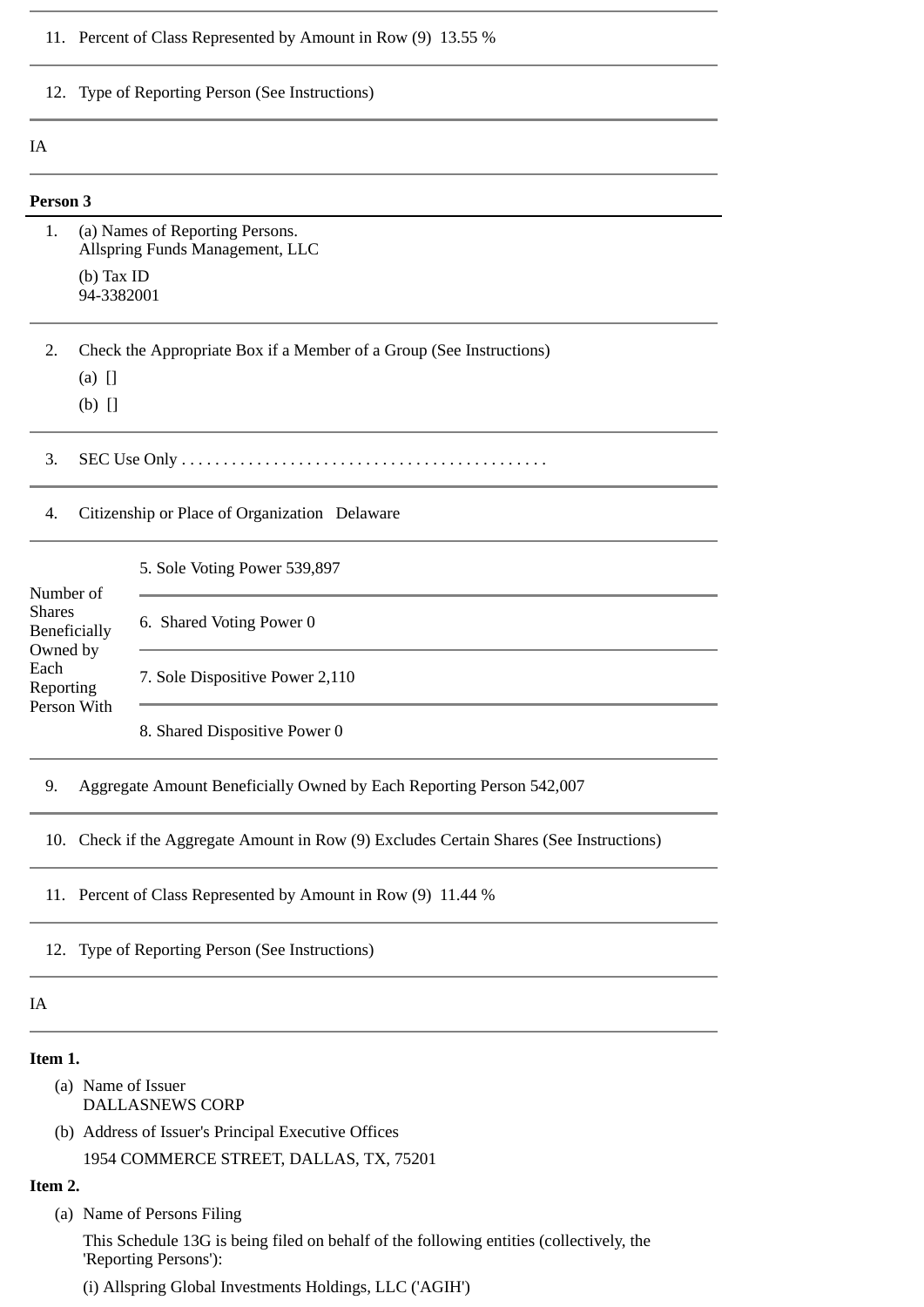11. Percent of Class Represented by Amount in Row (9) 13.55 %

12. Type of Reporting Person (See Instructions)

IA

**Person 3**

1. (a) Names of Reporting Persons.
   Allspring Funds Management, LLC

   (b) Tax ID
   94-3382001

2. Check the Appropriate Box if a Member of a Group (See Instructions)

   (a) []

   (b) []

3. SEC Use Only . . . . . . . . . . . . . . . . . . . . . . . . . . . . . . . . . . . . . . . . . . . .

4. Citizenship or Place of Organization Delaware

| Number of Shares Beneficially Owned by Each Reporting Person With | |
|---|---|
| | 5. Sole Voting Power 539,897 |
| | 6. Shared Voting Power 0 |
| | 7. Sole Dispositive Power 2,110 |
| | 8. Shared Dispositive Power 0 |

9. Aggregate Amount Beneficially Owned by Each Reporting Person 542,007

10. Check if the Aggregate Amount in Row (9) Excludes Certain Shares (See Instructions)

11. Percent of Class Represented by Amount in Row (9) 11.44 %

12. Type of Reporting Person (See Instructions)

IA

**Item 1.**

(a) Name of Issuer
DALLASNEWS CORP

(b) Address of Issuer's Principal Executive Offices

1954 COMMERCE STREET, DALLAS, TX, 75201

**Item 2.**

(a) Name of Persons Filing

This Schedule 13G is being filed on behalf of the following entities (collectively, the 'Reporting Persons'):

(i) Allspring Global Investments Holdings, LLC ('AGIH')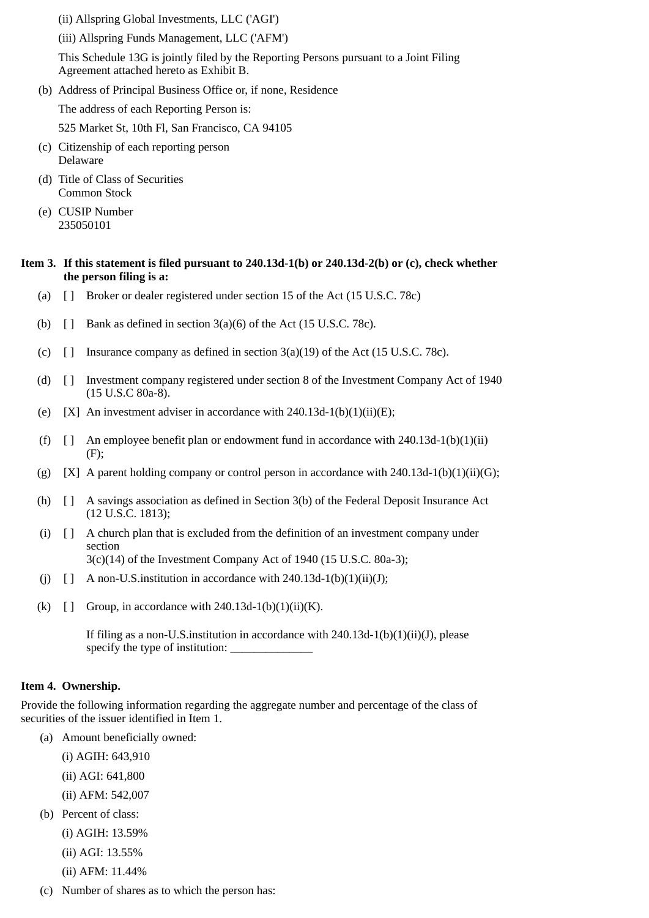(ii) Allspring Global Investments, LLC ('AGI')

(iii) Allspring Funds Management, LLC ('AFM')

This Schedule 13G is jointly filed by the Reporting Persons pursuant to a Joint Filing Agreement attached hereto as Exhibit B.

(b) Address of Principal Business Office or, if none, Residence

The address of each Reporting Person is:

525 Market St, 10th Fl, San Francisco, CA 94105

(c) Citizenship of each reporting person
Delaware

(d) Title of Class of Securities
Common Stock

(e) CUSIP Number
235050101

**Item 3. If this statement is filed pursuant to 240.13d-1(b) or 240.13d-2(b) or (c), check whether the person filing is a:**

(a) [ ] Broker or dealer registered under section 15 of the Act (15 U.S.C. 78c)

(b) [ ] Bank as defined in section 3(a)(6) of the Act (15 U.S.C. 78c).

(c) [ ] Insurance company as defined in section 3(a)(19) of the Act (15 U.S.C. 78c).

(d) [ ] Investment company registered under section 8 of the Investment Company Act of 1940 (15 U.S.C 80a-8).

(e) [X] An investment adviser in accordance with 240.13d-1(b)(1)(ii)(E);

(f) [ ] An employee benefit plan or endowment fund in accordance with 240.13d-1(b)(1)(ii)(F);

(g) [X] A parent holding company or control person in accordance with 240.13d-1(b)(1)(ii)(G);

(h) [ ] A savings association as defined in Section 3(b) of the Federal Deposit Insurance Act (12 U.S.C. 1813);

(i) [ ] A church plan that is excluded from the definition of an investment company under section
3(c)(14) of the Investment Company Act of 1940 (15 U.S.C. 80a-3);

(j) [ ] A non-U.S.institution in accordance with 240.13d-1(b)(1)(ii)(J);

(k) [ ] Group, in accordance with 240.13d-1(b)(1)(ii)(K).

If filing as a non-U.S.institution in accordance with 240.13d-1(b)(1)(ii)(J), please specify the type of institution: ______________

**Item 4. Ownership.**

Provide the following information regarding the aggregate number and percentage of the class of securities of the issuer identified in Item 1.

(a) Amount beneficially owned:

(i) AGIH: 643,910

(ii) AGI: 641,800

(ii) AFM: 542,007

(b) Percent of class:

(i) AGIH: 13.59%

(ii) AGI: 13.55%

(ii) AFM: 11.44%

(c) Number of shares as to which the person has: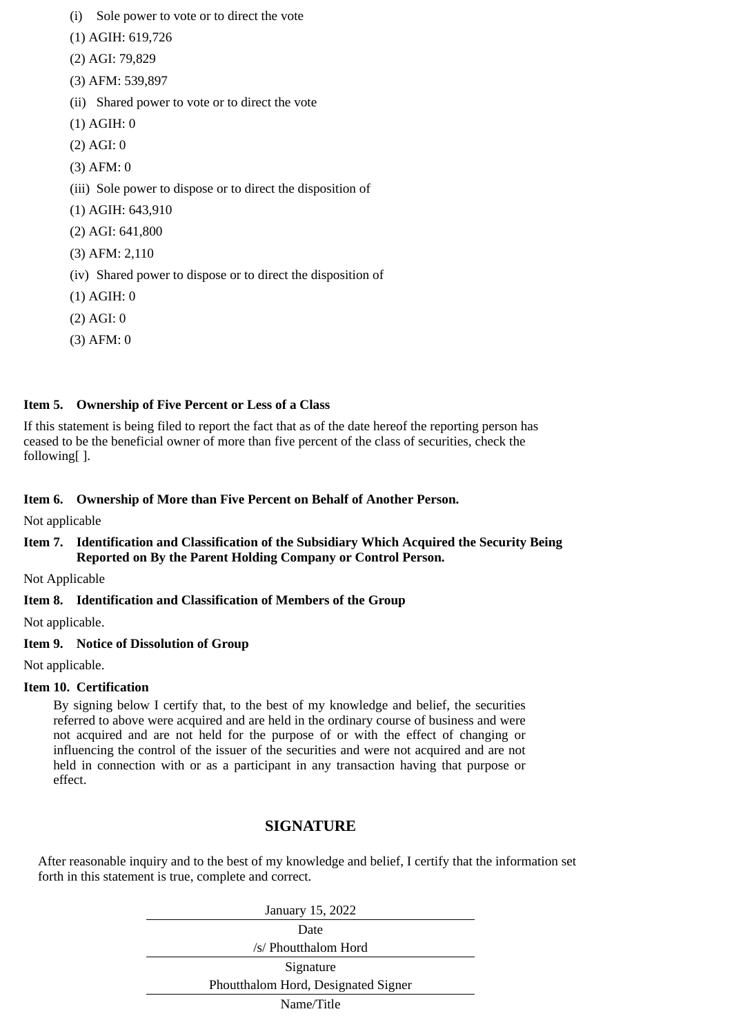(i) Sole power to vote or to direct the vote

(1) AGIH: 619,726

(2) AGI: 79,829

(3) AFM: 539,897

(ii) Shared power to vote or to direct the vote

(1) AGIH: 0

(2) AGI: 0

(3) AFM: 0

(iii) Sole power to dispose or to direct the disposition of

(1) AGIH: 643,910

(2) AGI: 641,800

(3) AFM: 2,110

(iv) Shared power to dispose or to direct the disposition of

(1) AGIH: 0

(2) AGI: 0

(3) AFM: 0

**Item 5. Ownership of Five Percent or Less of a Class**

If this statement is being filed to report the fact that as of the date hereof the reporting person has ceased to be the beneficial owner of more than five percent of the class of securities, check the following[ ].

**Item 6. Ownership of More than Five Percent on Behalf of Another Person.**

Not applicable

**Item 7. Identification and Classification of the Subsidiary Which Acquired the Security Being Reported on By the Parent Holding Company or Control Person.**

Not Applicable

**Item 8. Identification and Classification of Members of the Group**

Not applicable.

**Item 9. Notice of Dissolution of Group**

Not applicable.

**Item 10. Certification**

By signing below I certify that, to the best of my knowledge and belief, the securities referred to above were acquired and are held in the ordinary course of business and were not acquired and are not held for the purpose of or with the effect of changing or influencing the control of the issuer of the securities and were not acquired and are not held in connection with or as a participant in any transaction having that purpose or effect.

## SIGNATURE

After reasonable inquiry and to the best of my knowledge and belief, I certify that the information set forth in this statement is true, complete and correct.

January 15, 2022

Date

/s/ Phoutthalom Hord

Signature

Phoutthalom Hord, Designated Signer

Name/Title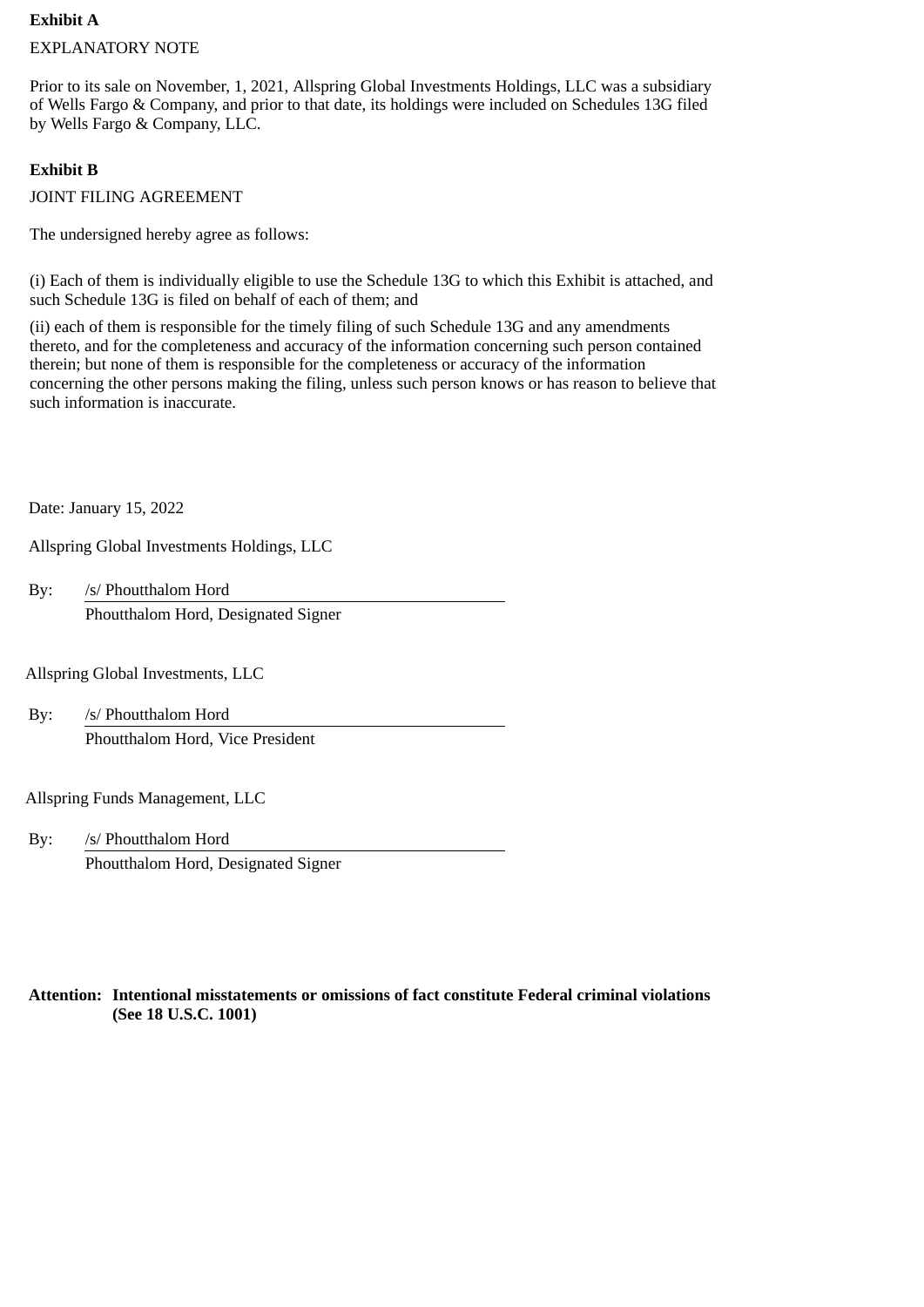**Exhibit A**

EXPLANATORY NOTE

Prior to its sale on November, 1, 2021, Allspring Global Investments Holdings, LLC was a subsidiary of Wells Fargo & Company, and prior to that date, its holdings were included on Schedules 13G filed by Wells Fargo & Company, LLC.

**Exhibit B**

JOINT FILING AGREEMENT

The undersigned hereby agree as follows:

(i) Each of them is individually eligible to use the Schedule 13G to which this Exhibit is attached, and such Schedule 13G is filed on behalf of each of them; and

(ii) each of them is responsible for the timely filing of such Schedule 13G and any amendments thereto, and for the completeness and accuracy of the information concerning such person contained therein; but none of them is responsible for the completeness or accuracy of the information concerning the other persons making the filing, unless such person knows or has reason to believe that such information is inaccurate.

Date: January 15, 2022

Allspring Global Investments Holdings, LLC

By: /s/ Phoutthalom Hord
Phoutthalom Hord, Designated Signer

Allspring Global Investments, LLC

By: /s/ Phoutthalom Hord
Phoutthalom Hord, Vice President

Allspring Funds Management, LLC

By: /s/ Phoutthalom Hord
Phoutthalom Hord, Designated Signer

**Attention: Intentional misstatements or omissions of fact constitute Federal criminal violations (See 18 U.S.C. 1001)**